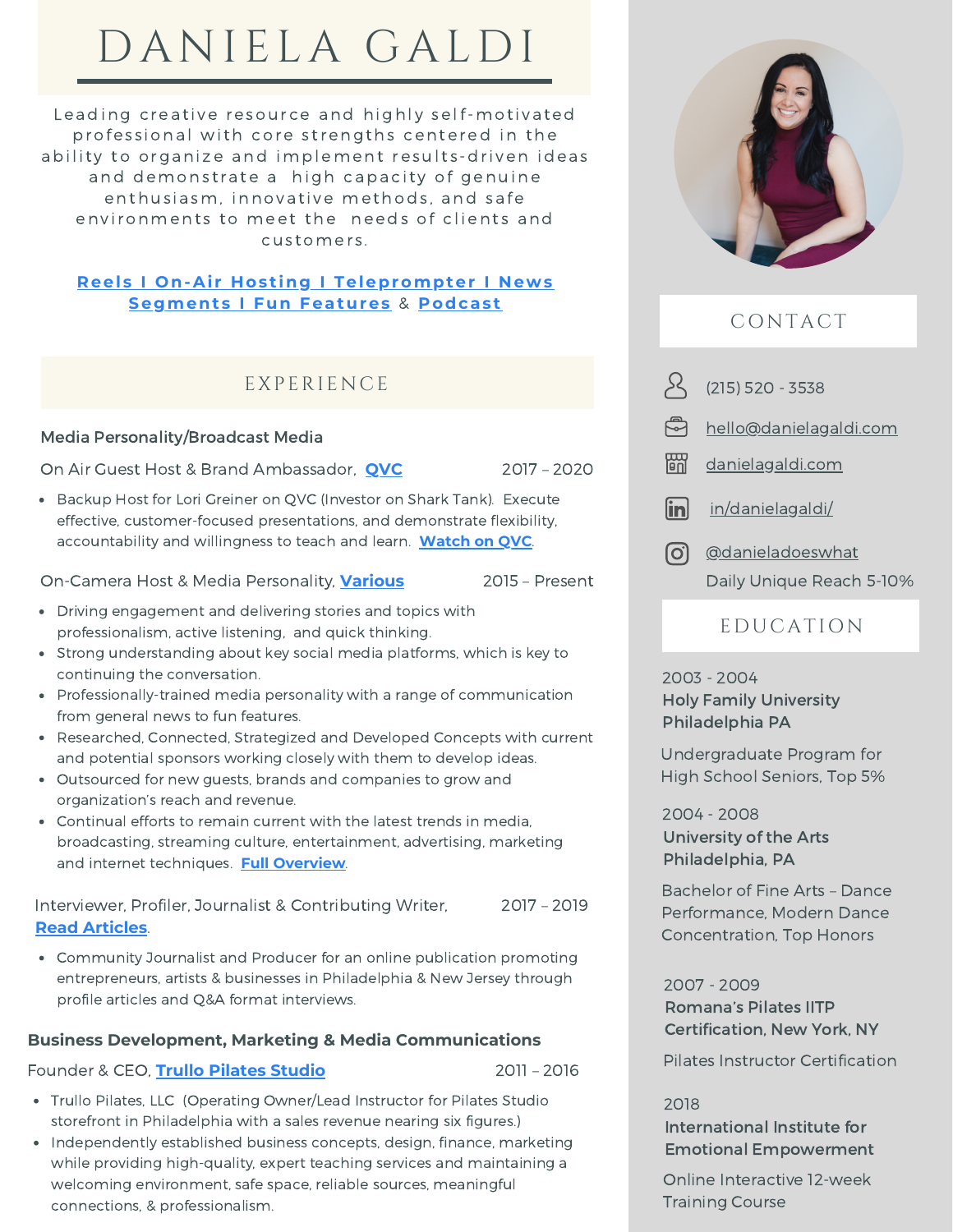# DANIELA GALDI

Leading creative resource and highly self-motivated professional with core strengths centered in the ability to organize and implement results-driven ideas and demonstrate a high capacity of genuine enthusiasm, innovative methods, and safe environments to meet the needs of clients and customers.

**Reels I On-Air Hosting I Teleprompter I News Segments I Fun Features** & **Podcast**

## EXPERIENCE

### Media Personality/Broadcast Media

On Air Guest Host & Brand Ambassador, **QVC** — 2017 – 2020

- Backup Host for Lori Greiner on QVC (Investor on Shark Tank). Execute effective, customer-focused presentations, and demonstrate flexibility, accountability and willingness to teach and learn. **Watch on QVC**.

On-Camera Host & Media Personality, **Various** — 2015 – Present

- Driving engagement and delivering stories and topics with professionalism, active listening, and quick thinking.
- Strong understanding about key social media platforms, which is key to continuing the conversation.
- Professionally-trained media personality with a range of communication from general news to fun features.
- Researched, Connected, Strategized and Developed Concepts with current and potential sponsors working closely with them to develop ideas.
- Outsourced for new guests, brands and companies to grow and organization's reach and revenue.
- Continual efforts to remain current with the latest trends in media, broadcasting, streaming culture, entertainment, advertising, marketing and internet techniques. **Full Overview**.

Interviewer, Profiler, Journalist & Contributing Writer, **Read Articles**. — 2017 – 2019

- Community Journalist and Producer for an online publication promoting entrepreneurs, artists & businesses in Philadelphia & New Jersey through profile articles and Q&A format interviews.

### Business Development, Marketing & Media Communications

Founder & CEO, **Trullo Pilates Studio** — 2011 – 2016

- Trullo Pilates, LLC (Operating Owner/Lead Instructor for Pilates Studio storefront in Philadelphia with a sales revenue nearing six figures.)
- Independently established business concepts, design, finance, marketing while providing high-quality, expert teaching services and maintaining a welcoming environment, safe space, reliable sources, meaningful connections, & professionalism.

## CONTACT

(215) 520 - 3538

hello@danielagaldi.com

danielagaldi.com

in/danielagaldi/

@danieladoeswhat

Daily Unique Reach 5-10%

## EDUCATION

2003 - 2004
**Holy Family University Philadelphia PA**

Undergraduate Program for High School Seniors, Top 5%

2004 - 2008
**University of the Arts Philadelphia, PA**

Bachelor of Fine Arts – Dance Performance, Modern Dance Concentration, Top Honors

2007 - 2009
**Romana's Pilates IITP Certification, New York, NY**

Pilates Instructor Certification

2018
**International Institute for Emotional Empowerment**

Online Interactive 12-week Training Course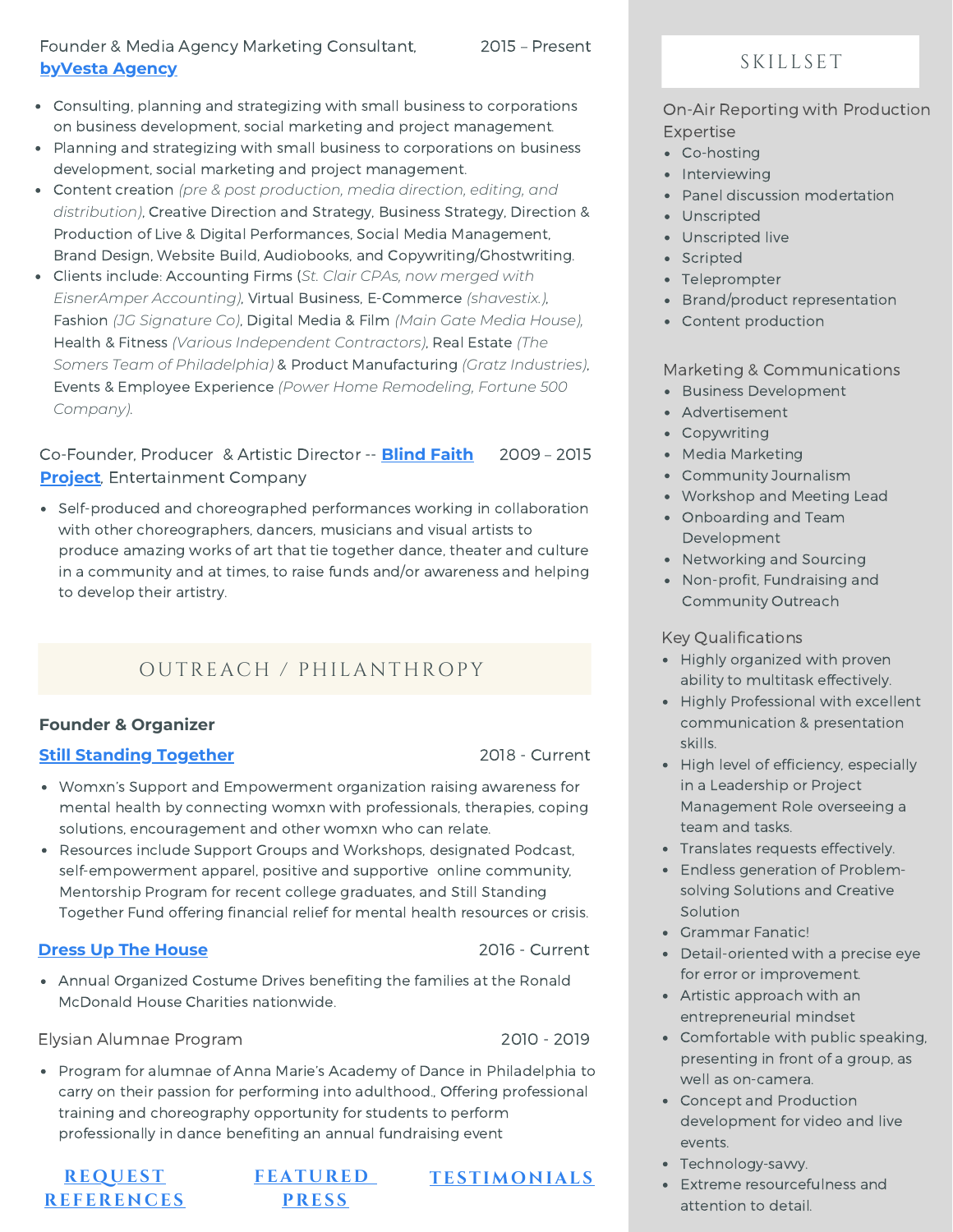Founder & Media Agency Marketing Consultant, **byVesta Agency** 2015 – Present

- Consulting, planning and strategizing with small business to corporations on business development, social marketing and project management.
- Planning and strategizing with small business to corporations on business development, social marketing and project management.
- Content creation *(pre & post production, media direction, editing, and distribution)*, Creative Direction and Strategy, Business Strategy, Direction & Production of Live & Digital Performances, Social Media Management, Brand Design, Website Build, Audiobooks, and Copywriting/Ghostwriting.
- Clients include: Accounting Firms (*St. Clair CPAs, now merged with EisnerAmper Accounting)*, Virtual Business, E-Commerce *(shavestix.)*, Fashion *(JG Signature Co)*, Digital Media & Film *(Main Gate Media House)*, Health & Fitness *(Various Independent Contractors)*, Real Estate *(The Somers Team of Philadelphia)* & Product Manufacturing *(Gratz Industries)*, Events & Employee Experience *(Power Home Remodeling, Fortune 500 Company)*.

Co-Founder, Producer & Artistic Director -- **Blind Faith Project**, Entertainment Company 2009 – 2015

- Self-produced and choreographed performances working in collaboration with other choreographers, dancers, musicians and visual artists to produce amazing works of art that tie together dance, theater and culture in a community and at times, to raise funds and/or awareness and helping to develop their artistry.

## OUTREACH / PHILANTHROPY

**Founder & Organizer**

**Still Standing Together** 2018 - Current

- Womxn's Support and Empowerment organization raising awareness for mental health by connecting womxn with professionals, therapies, coping solutions, encouragement and other womxn who can relate.
- Resources include Support Groups and Workshops, designated Podcast, self-empowerment apparel, positive and supportive online community, Mentorship Program for recent college graduates, and Still Standing Together Fund offering financial relief for mental health resources or crisis.

**Dress Up The House** 2016 - Current

- Annual Organized Costume Drives benefiting the families at the Ronald McDonald House Charities nationwide.

Elysian Alumnae Program 2010 - 2019

- Program for alumnae of Anna Marie's Academy of Dance in Philadelphia to carry on their passion for performing into adulthood., Offering professional training and choreography opportunity for students to perform professionally in dance benefiting an annual fundraising event

**REQUEST REFERENCES** **FEATURED PRESS** **TESTIMONIALS**

## SKILLSET

On-Air Reporting with Production Expertise

- Co-hosting
- Interviewing
- Panel discussion modertation
- Unscripted
- Unscripted live
- Scripted
- Teleprompter
- Brand/product representation
- Content production

Marketing & Communications

- Business Development
- Advertisement
- Copywriting
- Media Marketing
- Community Journalism
- Workshop and Meeting Lead
- Onboarding and Team Development
- Networking and Sourcing
- Non-profit, Fundraising and Community Outreach

Key Qualifications

- Highly organized with proven ability to multitask effectively.
- Highly Professional with excellent communication & presentation skills.
- High level of efficiency, especially in a Leadership or Project Management Role overseeing a team and tasks.
- Translates requests effectively.
- Endless generation of Problem-solving Solutions and Creative Solution
- Grammar Fanatic!
- Detail-oriented with a precise eye for error or improvement.
- Artistic approach with an entrepreneurial mindset
- Comfortable with public speaking, presenting in front of a group, as well as on-camera.
- Concept and Production development for video and live events.
- Technology-savvy.
- Extreme resourcefulness and attention to detail.